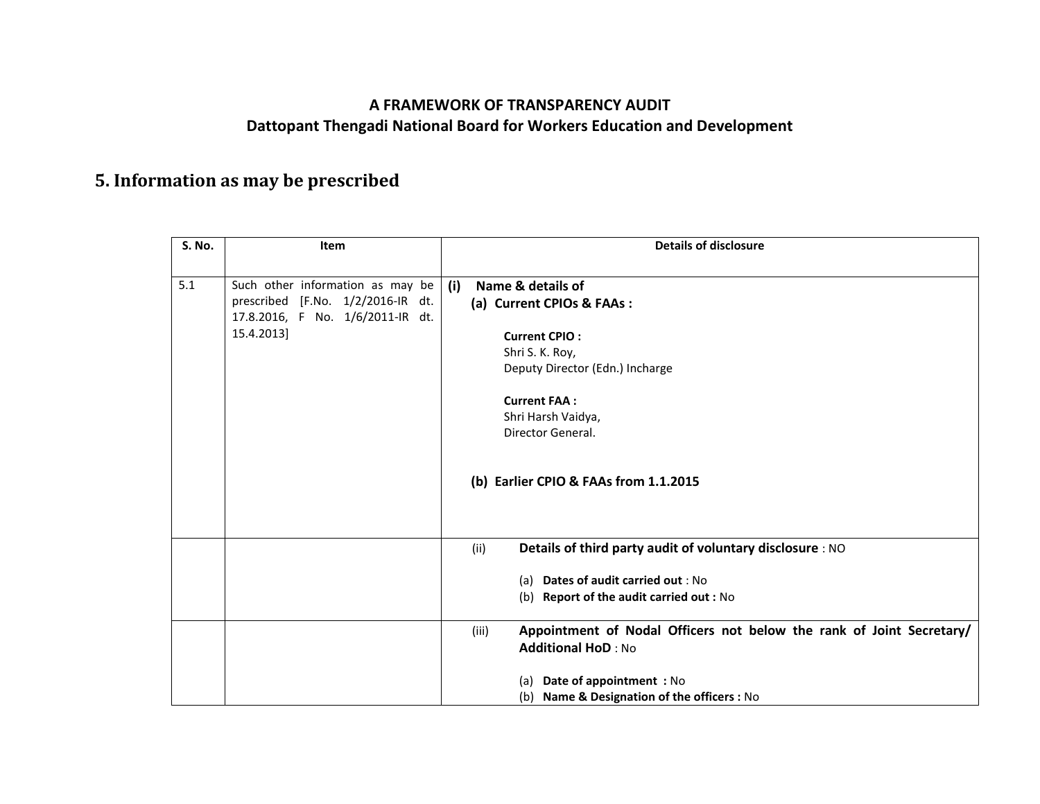**A FRAMEWORK OF TRANSPARENCY AUDIT**
**Dattopant Thengadi National Board for Workers Education and Development**

# 5. Information as may be prescribed

| S. No. | Item | Details of disclosure |
|---|---|---|
| 5.1 | Such other information as may be prescribed [F.No. 1/2/2016-IR dt. 17.8.2016, F No. 1/6/2011-IR dt. 15.4.2013] | **(i) Name & details of**<br>**(a) Current CPIOs & FAAs :**<br><br>**Current CPIO :**<br>Shri S. K. Roy,<br>Deputy Director (Edn.) Incharge<br><br>**Current FAA :**<br>Shri Harsh Vaidya,<br>Director General.<br><br>**(b) Earlier CPIO & FAAs from 1.1.2015** |
| | | (ii) **Details of third party audit of voluntary disclosure** : NO<br><br>(a) **Dates of audit carried out** : No<br>(b) **Report of the audit carried out :** No |
| | | (iii) **Appointment of Nodal Officers not below the rank of Joint Secretary/ Additional HoD** : No<br><br>(a) **Date of appointment :** No<br>(b) **Name & Designation of the officers :** No |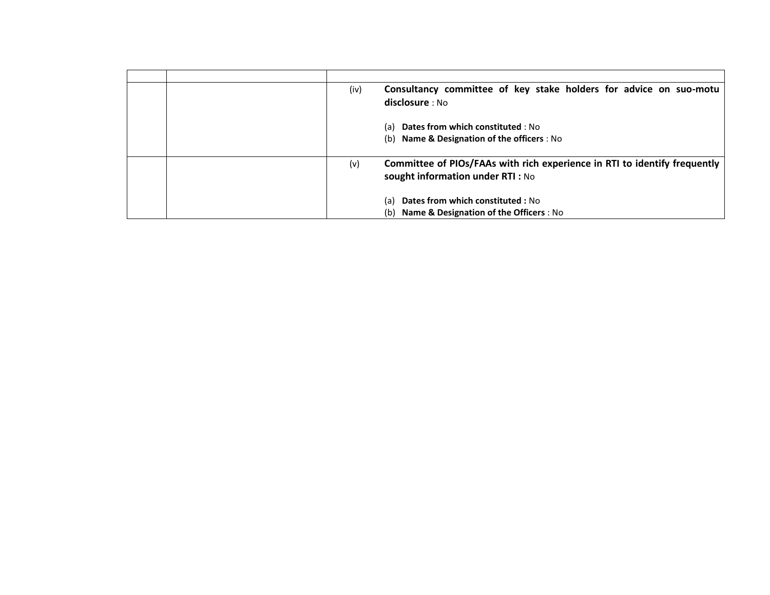| | | |
|---|---|---|
| | | |
| | | (iv) **Consultancy committee of key stake holders for advice on suo-motu disclosure** : No<br><br>(a) **Dates from which constituted** : No<br>(b) **Name & Designation of the officers** : No |
| | | (v) **Committee of PIOs/FAAs with rich experience in RTI to identify frequently sought information under RTI :** No<br><br>(a) **Dates from which constituted :** No<br>(b) **Name & Designation of the Officers** : No |